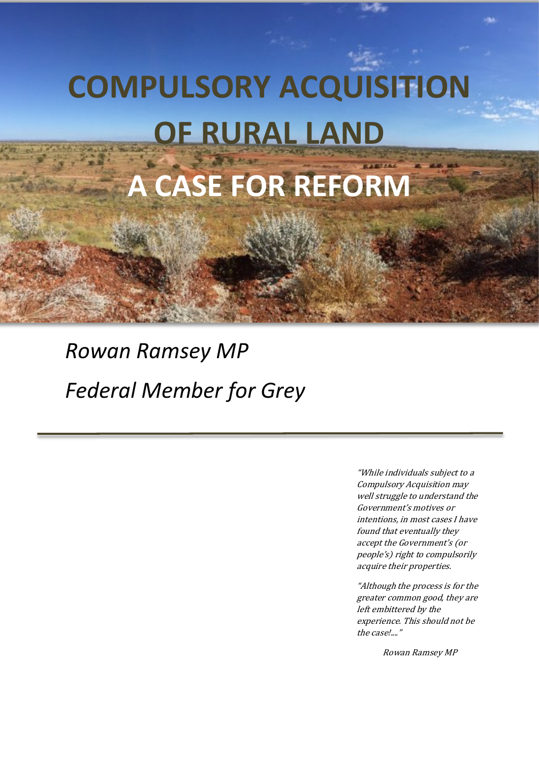# COMPULSORY ACQUISITION OF RURAL LAND

# A CASE FOR REFORM

*Rowan Ramsey MP*

*Federal Member for Grey*

---

*"While individuals subject to a Compulsory Acquisition may well struggle to understand the Government's motives or intentions, in most cases I have found that eventually they accept the Government's (or people's) right to compulsorily acquire their properties.*

*"Although the process is for the greater common good, they are left embittered by the experience. This should not be the case!...."*

*Rowan Ramsey MP*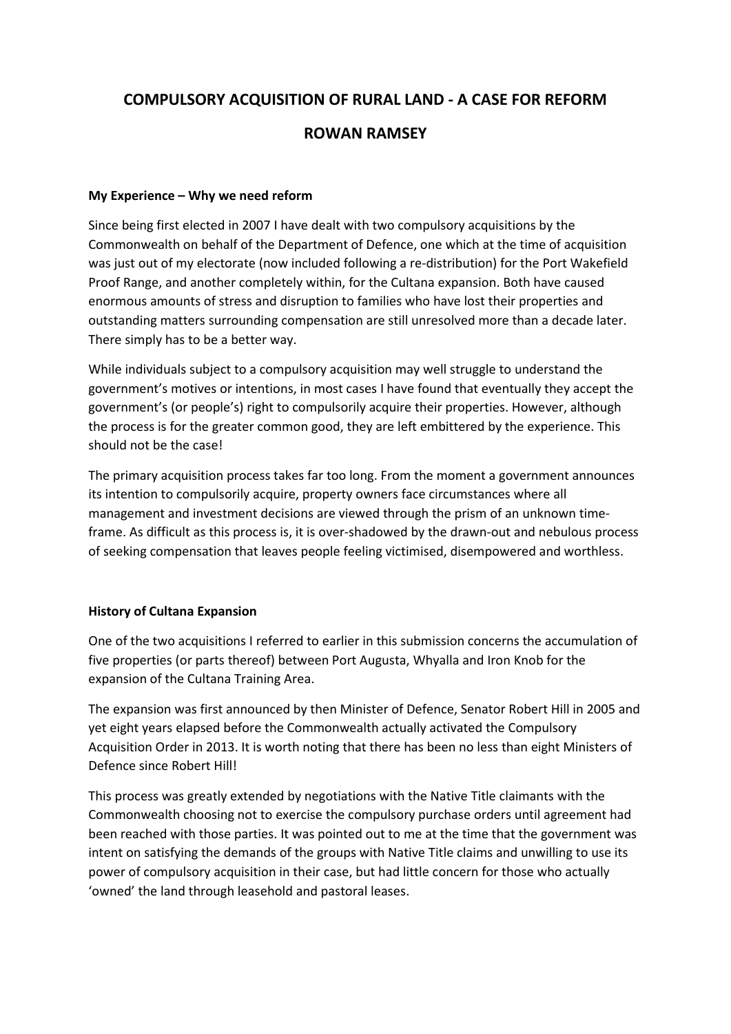# COMPULSORY ACQUISITION OF RURAL LAND - A CASE FOR REFORM

# ROWAN RAMSEY

**My Experience – Why we need reform**

Since being first elected in 2007 I have dealt with two compulsory acquisitions by the Commonwealth on behalf of the Department of Defence, one which at the time of acquisition was just out of my electorate (now included following a re-distribution) for the Port Wakefield Proof Range, and another completely within, for the Cultana expansion. Both have caused enormous amounts of stress and disruption to families who have lost their properties and outstanding matters surrounding compensation are still unresolved more than a decade later. There simply has to be a better way.

While individuals subject to a compulsory acquisition may well struggle to understand the government's motives or intentions, in most cases I have found that eventually they accept the government's (or people's) right to compulsorily acquire their properties. However, although the process is for the greater common good, they are left embittered by the experience. This should not be the case!

The primary acquisition process takes far too long. From the moment a government announces its intention to compulsorily acquire, property owners face circumstances where all management and investment decisions are viewed through the prism of an unknown time-frame. As difficult as this process is, it is over-shadowed by the drawn-out and nebulous process of seeking compensation that leaves people feeling victimised, disempowered and worthless.

**History of Cultana Expansion**

One of the two acquisitions I referred to earlier in this submission concerns the accumulation of five properties (or parts thereof) between Port Augusta, Whyalla and Iron Knob for the expansion of the Cultana Training Area.

The expansion was first announced by then Minister of Defence, Senator Robert Hill in 2005 and yet eight years elapsed before the Commonwealth actually activated the Compulsory Acquisition Order in 2013. It is worth noting that there has been no less than eight Ministers of Defence since Robert Hill!

This process was greatly extended by negotiations with the Native Title claimants with the Commonwealth choosing not to exercise the compulsory purchase orders until agreement had been reached with those parties. It was pointed out to me at the time that the government was intent on satisfying the demands of the groups with Native Title claims and unwilling to use its power of compulsory acquisition in their case, but had little concern for those who actually 'owned' the land through leasehold and pastoral leases.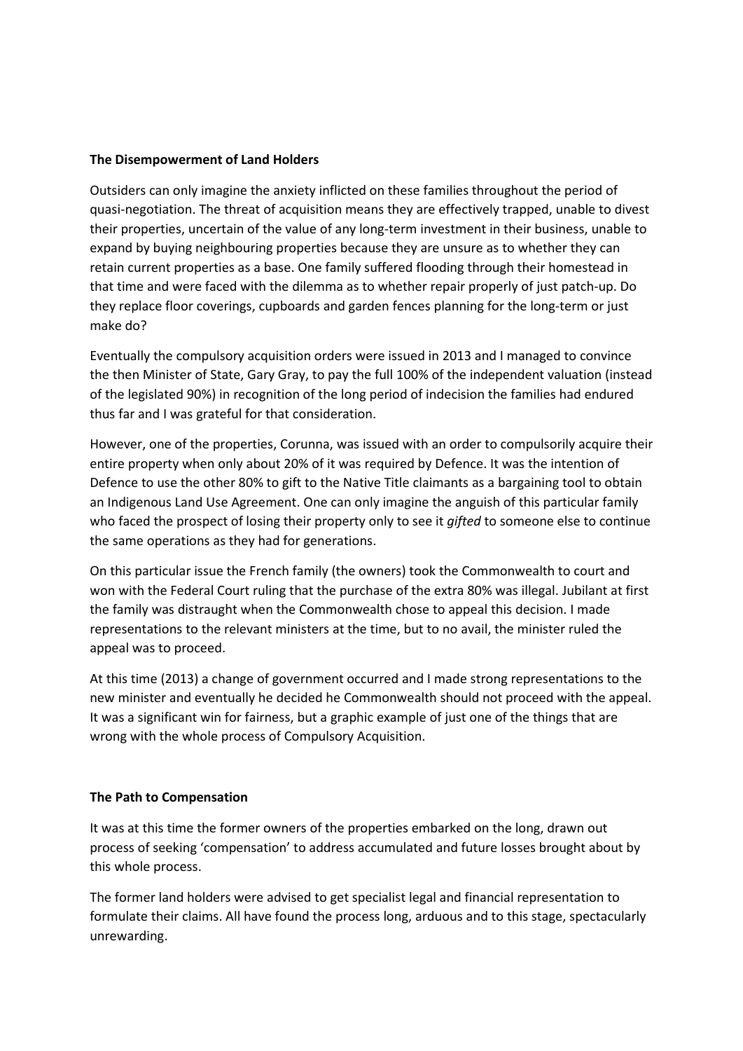**The Disempowerment of Land Holders**

Outsiders can only imagine the anxiety inflicted on these families throughout the period of quasi-negotiation. The threat of acquisition means they are effectively trapped, unable to divest their properties, uncertain of the value of any long-term investment in their business, unable to expand by buying neighbouring properties because they are unsure as to whether they can retain current properties as a base. One family suffered flooding through their homestead in that time and were faced with the dilemma as to whether repair properly of just patch-up. Do they replace floor coverings, cupboards and garden fences planning for the long-term or just make do?

Eventually the compulsory acquisition orders were issued in 2013 and I managed to convince the then Minister of State, Gary Gray, to pay the full 100% of the independent valuation (instead of the legislated 90%) in recognition of the long period of indecision the families had endured thus far and I was grateful for that consideration.

However, one of the properties, Corunna, was issued with an order to compulsorily acquire their entire property when only about 20% of it was required by Defence. It was the intention of Defence to use the other 80% to gift to the Native Title claimants as a bargaining tool to obtain an Indigenous Land Use Agreement. One can only imagine the anguish of this particular family who faced the prospect of losing their property only to see it *gifted* to someone else to continue the same operations as they had for generations.

On this particular issue the French family (the owners) took the Commonwealth to court and won with the Federal Court ruling that the purchase of the extra 80% was illegal. Jubilant at first the family was distraught when the Commonwealth chose to appeal this decision. I made representations to the relevant ministers at the time, but to no avail, the minister ruled the appeal was to proceed.

At this time (2013) a change of government occurred and I made strong representations to the new minister and eventually he decided he Commonwealth should not proceed with the appeal. It was a significant win for fairness, but a graphic example of just one of the things that are wrong with the whole process of Compulsory Acquisition.

**The Path to Compensation**

It was at this time the former owners of the properties embarked on the long, drawn out process of seeking 'compensation' to address accumulated and future losses brought about by this whole process.

The former land holders were advised to get specialist legal and financial representation to formulate their claims. All have found the process long, arduous and to this stage, spectacularly unrewarding.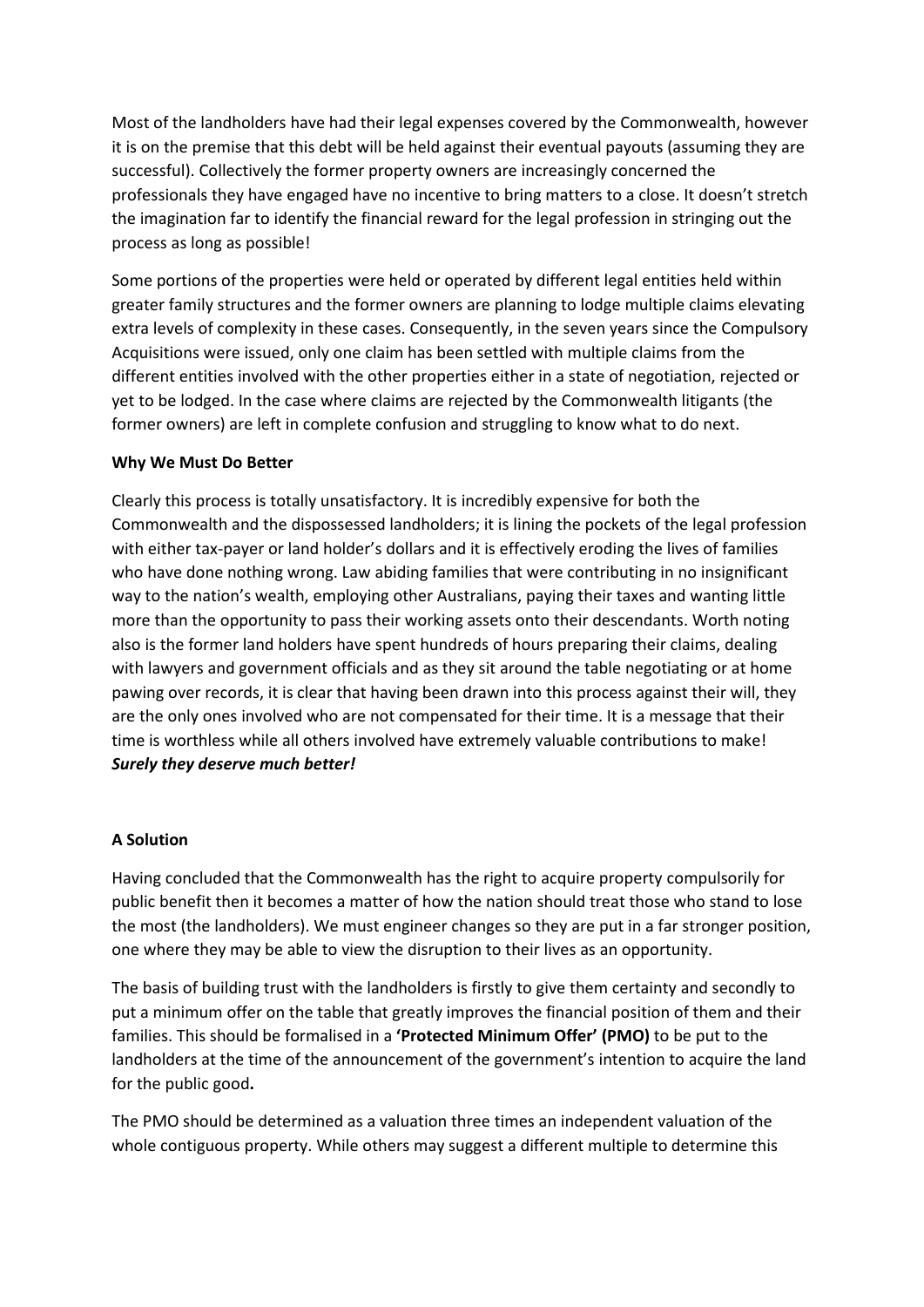Most of the landholders have had their legal expenses covered by the Commonwealth, however it is on the premise that this debt will be held against their eventual payouts (assuming they are successful). Collectively the former property owners are increasingly concerned the professionals they have engaged have no incentive to bring matters to a close. It doesn't stretch the imagination far to identify the financial reward for the legal profession in stringing out the process as long as possible!

Some portions of the properties were held or operated by different legal entities held within greater family structures and the former owners are planning to lodge multiple claims elevating extra levels of complexity in these cases. Consequently, in the seven years since the Compulsory Acquisitions were issued, only one claim has been settled with multiple claims from the different entities involved with the other properties either in a state of negotiation, rejected or yet to be lodged. In the case where claims are rejected by the Commonwealth litigants (the former owners) are left in complete confusion and struggling to know what to do next.

**Why We Must Do Better**

Clearly this process is totally unsatisfactory. It is incredibly expensive for both the Commonwealth and the dispossessed landholders; it is lining the pockets of the legal profession with either tax-payer or land holder's dollars and it is effectively eroding the lives of families who have done nothing wrong. Law abiding families that were contributing in no insignificant way to the nation's wealth, employing other Australians, paying their taxes and wanting little more than the opportunity to pass their working assets onto their descendants. Worth noting also is the former land holders have spent hundreds of hours preparing their claims, dealing with lawyers and government officials and as they sit around the table negotiating or at home pawing over records, it is clear that having been drawn into this process against their will, they are the only ones involved who are not compensated for their time. It is a message that their time is worthless while all others involved have extremely valuable contributions to make! ***Surely they deserve much better!***

**A Solution**

Having concluded that the Commonwealth has the right to acquire property compulsorily for public benefit then it becomes a matter of how the nation should treat those who stand to lose the most (the landholders). We must engineer changes so they are put in a far stronger position, one where they may be able to view the disruption to their lives as an opportunity.

The basis of building trust with the landholders is firstly to give them certainty and secondly to put a minimum offer on the table that greatly improves the financial position of them and their families. This should be formalised in a **'Protected Minimum Offer' (PMO)** to be put to the landholders at the time of the announcement of the government's intention to acquire the land for the public good**.**

The PMO should be determined as a valuation three times an independent valuation of the whole contiguous property. While others may suggest a different multiple to determine this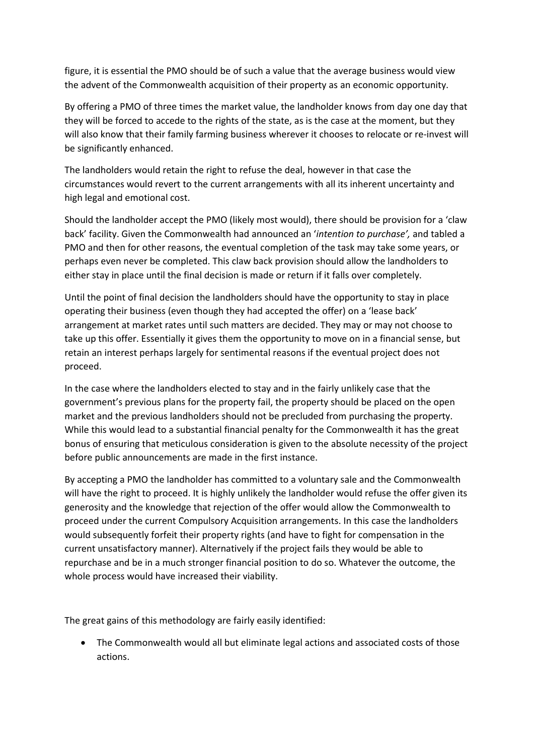figure, it is essential the PMO should be of such a value that the average business would view the advent of the Commonwealth acquisition of their property as an economic opportunity.

By offering a PMO of three times the market value, the landholder knows from day one day that they will be forced to accede to the rights of the state, as is the case at the moment, but they will also know that their family farming business wherever it chooses to relocate or re-invest will be significantly enhanced.

The landholders would retain the right to refuse the deal, however in that case the circumstances would revert to the current arrangements with all its inherent uncertainty and high legal and emotional cost.

Should the landholder accept the PMO (likely most would), there should be provision for a 'claw back' facility. Given the Commonwealth had announced an '*intention to purchase',* and tabled a PMO and then for other reasons, the eventual completion of the task may take some years, or perhaps even never be completed. This claw back provision should allow the landholders to either stay in place until the final decision is made or return if it falls over completely.

Until the point of final decision the landholders should have the opportunity to stay in place operating their business (even though they had accepted the offer) on a 'lease back' arrangement at market rates until such matters are decided. They may or may not choose to take up this offer. Essentially it gives them the opportunity to move on in a financial sense, but retain an interest perhaps largely for sentimental reasons if the eventual project does not proceed.

In the case where the landholders elected to stay and in the fairly unlikely case that the government's previous plans for the property fail, the property should be placed on the open market and the previous landholders should not be precluded from purchasing the property. While this would lead to a substantial financial penalty for the Commonwealth it has the great bonus of ensuring that meticulous consideration is given to the absolute necessity of the project before public announcements are made in the first instance.

By accepting a PMO the landholder has committed to a voluntary sale and the Commonwealth will have the right to proceed. It is highly unlikely the landholder would refuse the offer given its generosity and the knowledge that rejection of the offer would allow the Commonwealth to proceed under the current Compulsory Acquisition arrangements. In this case the landholders would subsequently forfeit their property rights (and have to fight for compensation in the current unsatisfactory manner). Alternatively if the project fails they would be able to repurchase and be in a much stronger financial position to do so. Whatever the outcome, the whole process would have increased their viability.

The great gains of this methodology are fairly easily identified:

- The Commonwealth would all but eliminate legal actions and associated costs of those actions.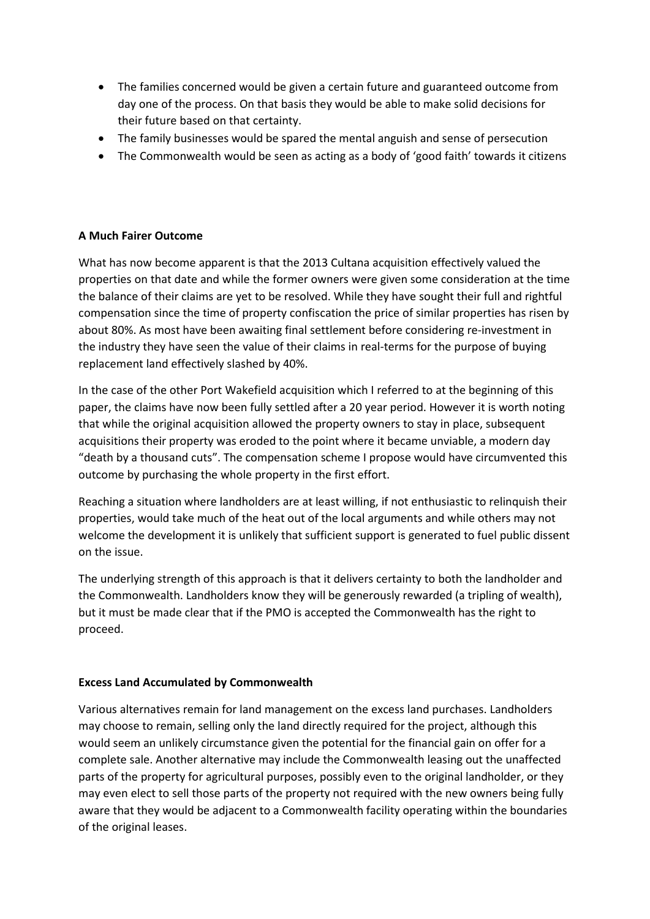- The families concerned would be given a certain future and guaranteed outcome from day one of the process. On that basis they would be able to make solid decisions for their future based on that certainty.
- The family businesses would be spared the mental anguish and sense of persecution
- The Commonwealth would be seen as acting as a body of 'good faith' towards it citizens

**A Much Fairer Outcome**

What has now become apparent is that the 2013 Cultana acquisition effectively valued the properties on that date and while the former owners were given some consideration at the time the balance of their claims are yet to be resolved. While they have sought their full and rightful compensation since the time of property confiscation the price of similar properties has risen by about 80%. As most have been awaiting final settlement before considering re-investment in the industry they have seen the value of their claims in real-terms for the purpose of buying replacement land effectively slashed by 40%.

In the case of the other Port Wakefield acquisition which I referred to at the beginning of this paper, the claims have now been fully settled after a 20 year period. However it is worth noting that while the original acquisition allowed the property owners to stay in place, subsequent acquisitions their property was eroded to the point where it became unviable, a modern day "death by a thousand cuts". The compensation scheme I propose would have circumvented this outcome by purchasing the whole property in the first effort.

Reaching a situation where landholders are at least willing, if not enthusiastic to relinquish their properties, would take much of the heat out of the local arguments and while others may not welcome the development it is unlikely that sufficient support is generated to fuel public dissent on the issue.

The underlying strength of this approach is that it delivers certainty to both the landholder and the Commonwealth. Landholders know they will be generously rewarded (a tripling of wealth), but it must be made clear that if the PMO is accepted the Commonwealth has the right to proceed.

**Excess Land Accumulated by Commonwealth**

Various alternatives remain for land management on the excess land purchases. Landholders may choose to remain, selling only the land directly required for the project, although this would seem an unlikely circumstance given the potential for the financial gain on offer for a complete sale. Another alternative may include the Commonwealth leasing out the unaffected parts of the property for agricultural purposes, possibly even to the original landholder, or they may even elect to sell those parts of the property not required with the new owners being fully aware that they would be adjacent to a Commonwealth facility operating within the boundaries of the original leases.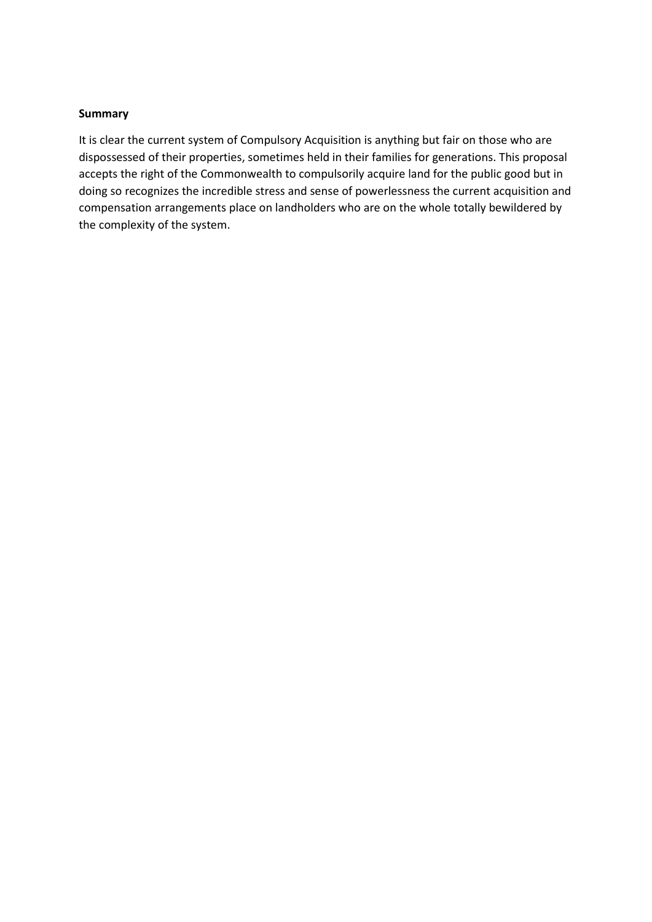**Summary**

It is clear the current system of Compulsory Acquisition is anything but fair on those who are dispossessed of their properties, sometimes held in their families for generations. This proposal accepts the right of the Commonwealth to compulsorily acquire land for the public good but in doing so recognizes the incredible stress and sense of powerlessness the current acquisition and compensation arrangements place on landholders who are on the whole totally bewildered by the complexity of the system.